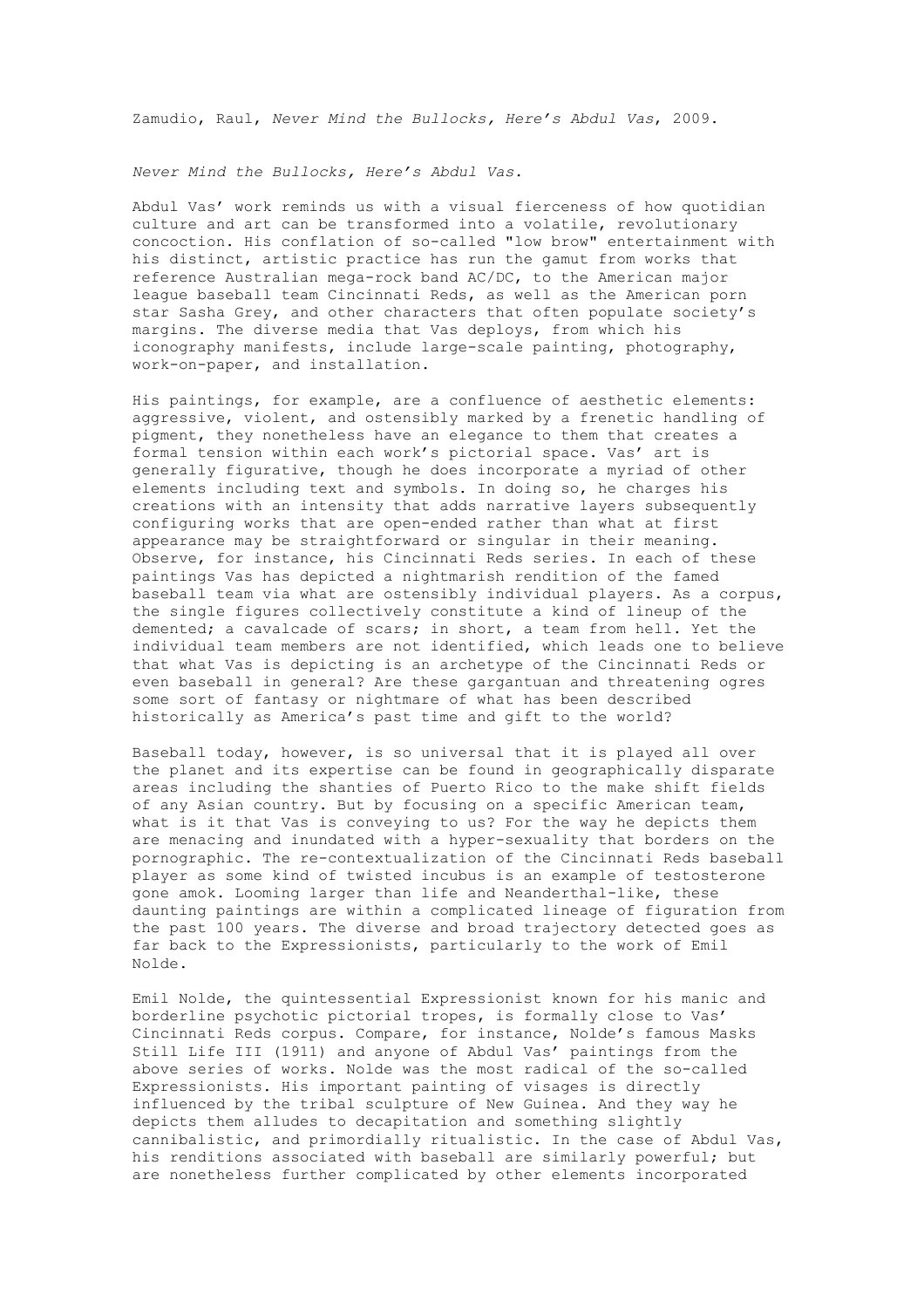Zamudio, Raul, *Never Mind the Bullocks, Here's Abdul Vas*, 2009.

*Never Mind the Bullocks, Here's Abdul Vas*.

Abdul Vas' work reminds us with a visual fierceness of how quotidian culture and art can be transformed into a volatile, revolutionary concoction. His conflation of so-called "low brow" entertainment with his distinct, artistic practice has run the gamut from works that reference Australian mega-rock band AC/DC, to the American major league baseball team Cincinnati Reds, as well as the American porn star Sasha Grey, and other characters that often populate society's margins. The diverse media that Vas deploys, from which his iconography manifests, include large-scale painting, photography, work-on-paper, and installation.

His paintings, for example, are a confluence of aesthetic elements: aggressive, violent, and ostensibly marked by a frenetic handling of pigment, they nonetheless have an elegance to them that creates a formal tension within each work's pictorial space. Vas' art is generally figurative, though he does incorporate a myriad of other elements including text and symbols. In doing so, he charges his creations with an intensity that adds narrative layers subsequently configuring works that are open-ended rather than what at first appearance may be straightforward or singular in their meaning. Observe, for instance, his Cincinnati Reds series. In each of these paintings Vas has depicted a nightmarish rendition of the famed baseball team via what are ostensibly individual players. As a corpus, the single figures collectively constitute a kind of lineup of the demented; a cavalcade of scars; in short, a team from hell. Yet the individual team members are not identified, which leads one to believe that what Vas is depicting is an archetype of the Cincinnati Reds or even baseball in general? Are these gargantuan and threatening ogres some sort of fantasy or nightmare of what has been described historically as America's past time and gift to the world?

Baseball today, however, is so universal that it is played all over the planet and its expertise can be found in geographically disparate areas including the shanties of Puerto Rico to the make shift fields of any Asian country. But by focusing on a specific American team, what is it that Vas is conveying to us? For the way he depicts them are menacing and inundated with a hyper-sexuality that borders on the pornographic. The re-contextualization of the Cincinnati Reds baseball player as some kind of twisted incubus is an example of testosterone gone amok. Looming larger than life and Neanderthal-like, these daunting paintings are within a complicated lineage of figuration from the past 100 years. The diverse and broad trajectory detected goes as far back to the Expressionists, particularly to the work of Emil Nolde.

Emil Nolde, the quintessential Expressionist known for his manic and borderline psychotic pictorial tropes, is formally close to Vas' Cincinnati Reds corpus. Compare, for instance, Nolde's famous Masks Still Life III (1911) and anyone of Abdul Vas' paintings from the above series of works. Nolde was the most radical of the so-called Expressionists. His important painting of visages is directly influenced by the tribal sculpture of New Guinea. And they way he depicts them alludes to decapitation and something slightly cannibalistic, and primordially ritualistic. In the case of Abdul Vas, his renditions associated with baseball are similarly powerful; but are nonetheless further complicated by other elements incorporated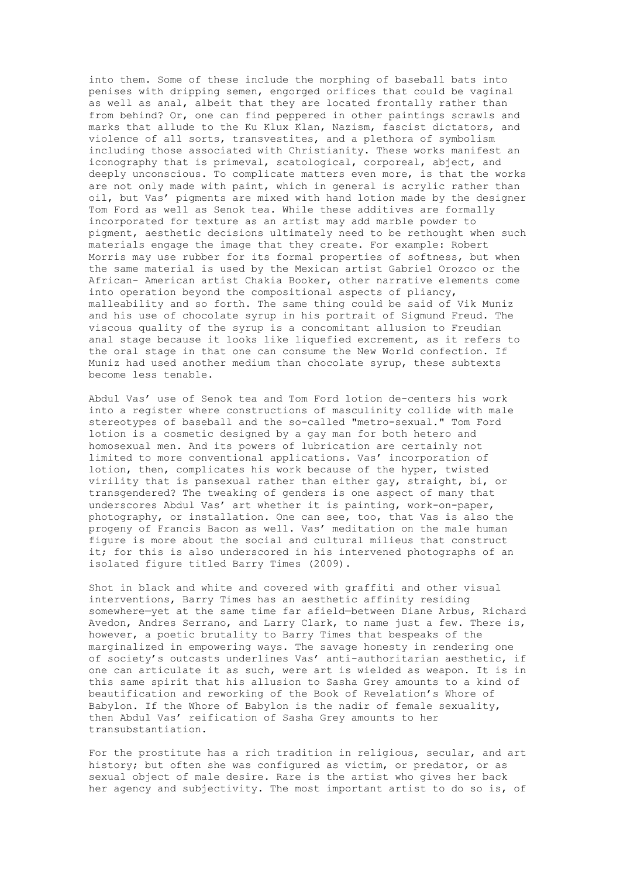into them. Some of these include the morphing of baseball bats into penises with dripping semen, engorged orifices that could be vaginal as well as anal, albeit that they are located frontally rather than from behind? Or, one can find peppered in other paintings scrawls and marks that allude to the Ku Klux Klan, Nazism, fascist dictators, and violence of all sorts, transvestites, and a plethora of symbolism including those associated with Christianity. These works manifest an iconography that is primeval, scatological, corporeal, abject, and deeply unconscious. To complicate matters even more, is that the works are not only made with paint, which in general is acrylic rather than oil, but Vas' pigments are mixed with hand lotion made by the designer Tom Ford as well as Senok tea. While these additives are formally incorporated for texture as an artist may add marble powder to pigment, aesthetic decisions ultimately need to be rethought when such materials engage the image that they create. For example: Robert Morris may use rubber for its formal properties of softness, but when the same material is used by the Mexican artist Gabriel Orozco or the African- American artist Chakia Booker, other narrative elements come into operation beyond the compositional aspects of pliancy, malleability and so forth. The same thing could be said of Vik Muniz and his use of chocolate syrup in his portrait of Sigmund Freud. The viscous quality of the syrup is a concomitant allusion to Freudian anal stage because it looks like liquefied excrement, as it refers to the oral stage in that one can consume the New World confection. If Muniz had used another medium than chocolate syrup, these subtexts become less tenable.

Abdul Vas' use of Senok tea and Tom Ford lotion de-centers his work into a register where constructions of masculinity collide with male stereotypes of baseball and the so-called "metro-sexual." Tom Ford lotion is a cosmetic designed by a gay man for both hetero and homosexual men. And its powers of lubrication are certainly not limited to more conventional applications. Vas' incorporation of lotion, then, complicates his work because of the hyper, twisted virility that is pansexual rather than either gay, straight, bi, or transgendered? The tweaking of genders is one aspect of many that underscores Abdul Vas' art whether it is painting, work-on-paper, photography, or installation. One can see, too, that Vas is also the progeny of Francis Bacon as well. Vas' meditation on the male human figure is more about the social and cultural milieus that construct it; for this is also underscored in his intervened photographs of an isolated figure titled Barry Times (2009).

Shot in black and white and covered with graffiti and other visual interventions, Barry Times has an aesthetic affinity residing somewhere—yet at the same time far afield—between Diane Arbus, Richard Avedon, Andres Serrano, and Larry Clark, to name just a few. There is, however, a poetic brutality to Barry Times that bespeaks of the marginalized in empowering ways. The savage honesty in rendering one of society's outcasts underlines Vas' anti-authoritarian aesthetic, if one can articulate it as such, were art is wielded as weapon. It is in this same spirit that his allusion to Sasha Grey amounts to a kind of beautification and reworking of the Book of Revelation's Whore of Babylon. If the Whore of Babylon is the nadir of female sexuality, then Abdul Vas' reification of Sasha Grey amounts to her transubstantiation.

For the prostitute has a rich tradition in religious, secular, and art history; but often she was configured as victim, or predator, or as sexual object of male desire. Rare is the artist who gives her back her agency and subjectivity. The most important artist to do so is, of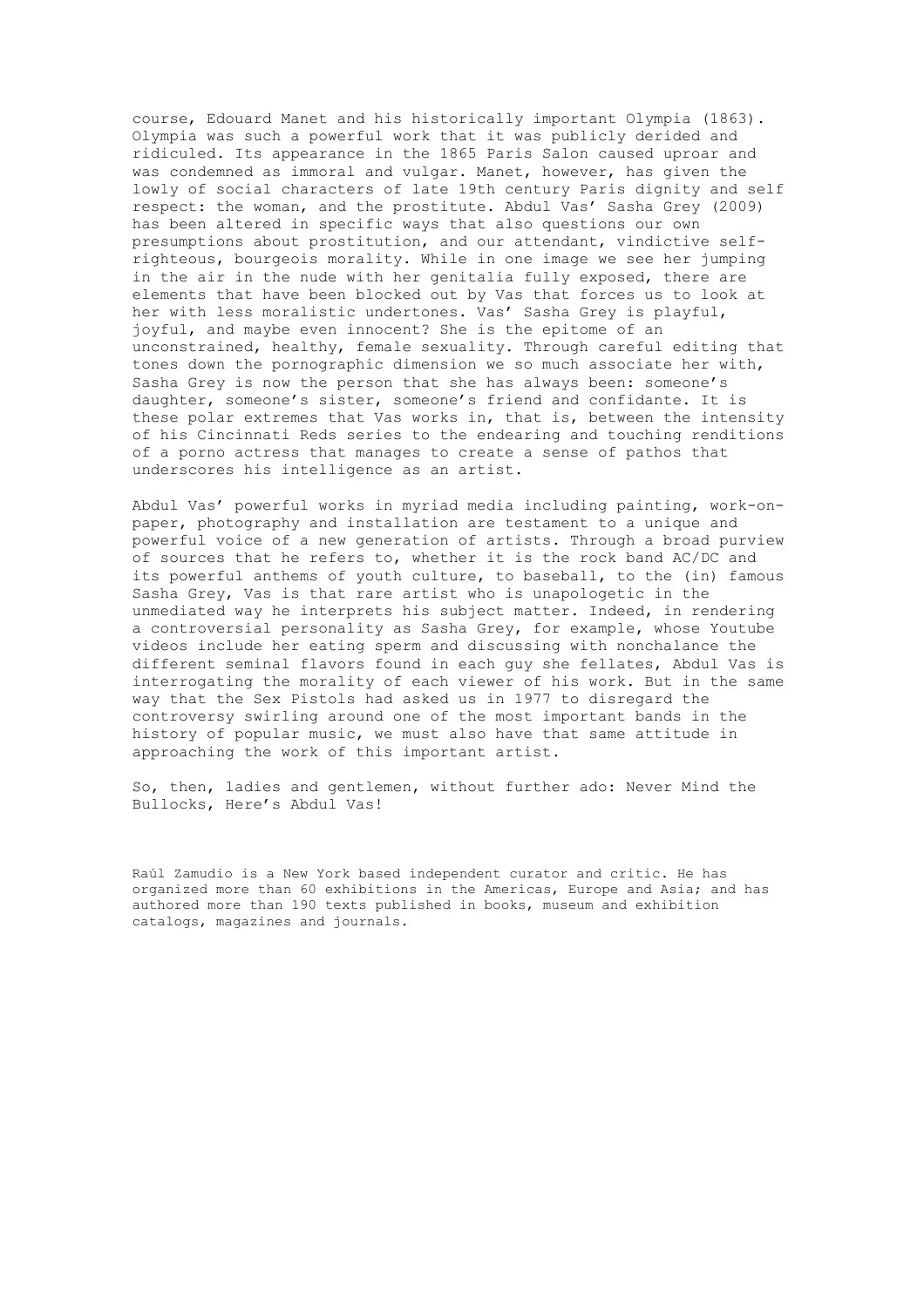course, Edouard Manet and his historically important Olympia (1863). Olympia was such a powerful work that it was publicly derided and ridiculed. Its appearance in the 1865 Paris Salon caused uproar and was condemned as immoral and vulgar. Manet, however, has given the lowly of social characters of late 19th century Paris dignity and self respect: the woman, and the prostitute. Abdul Vas' Sasha Grey (2009) has been altered in specific ways that also questions our own presumptions about prostitution, and our attendant, vindictive self-righteous, bourgeois morality. While in one image we see her jumping in the air in the nude with her genitalia fully exposed, there are elements that have been blocked out by Vas that forces us to look at her with less moralistic undertones. Vas' Sasha Grey is playful, joyful, and maybe even innocent? She is the epitome of an unconstrained, healthy, female sexuality. Through careful editing that tones down the pornographic dimension we so much associate her with, Sasha Grey is now the person that she has always been: someone's daughter, someone's sister, someone's friend and confidante. It is these polar extremes that Vas works in, that is, between the intensity of his Cincinnati Reds series to the endearing and touching renditions of a porno actress that manages to create a sense of pathos that underscores his intelligence as an artist.

Abdul Vas' powerful works in myriad media including painting, work-on-paper, photography and installation are testament to a unique and powerful voice of a new generation of artists. Through a broad purview of sources that he refers to, whether it is the rock band AC/DC and its powerful anthems of youth culture, to baseball, to the (in) famous Sasha Grey, Vas is that rare artist who is unapologetic in the unmediated way he interprets his subject matter. Indeed, in rendering a controversial personality as Sasha Grey, for example, whose Youtube videos include her eating sperm and discussing with nonchalance the different seminal flavors found in each guy she fellates, Abdul Vas is interrogating the morality of each viewer of his work. But in the same way that the Sex Pistols had asked us in 1977 to disregard the controversy swirling around one of the most important bands in the history of popular music, we must also have that same attitude in approaching the work of this important artist.

So, then, ladies and gentlemen, without further ado: Never Mind the Bullocks, Here's Abdul Vas!

Raúl Zamudio is a New York based independent curator and critic. He has organized more than 60 exhibitions in the Americas, Europe and Asia; and has authored more than 190 texts published in books, museum and exhibition catalogs, magazines and journals.